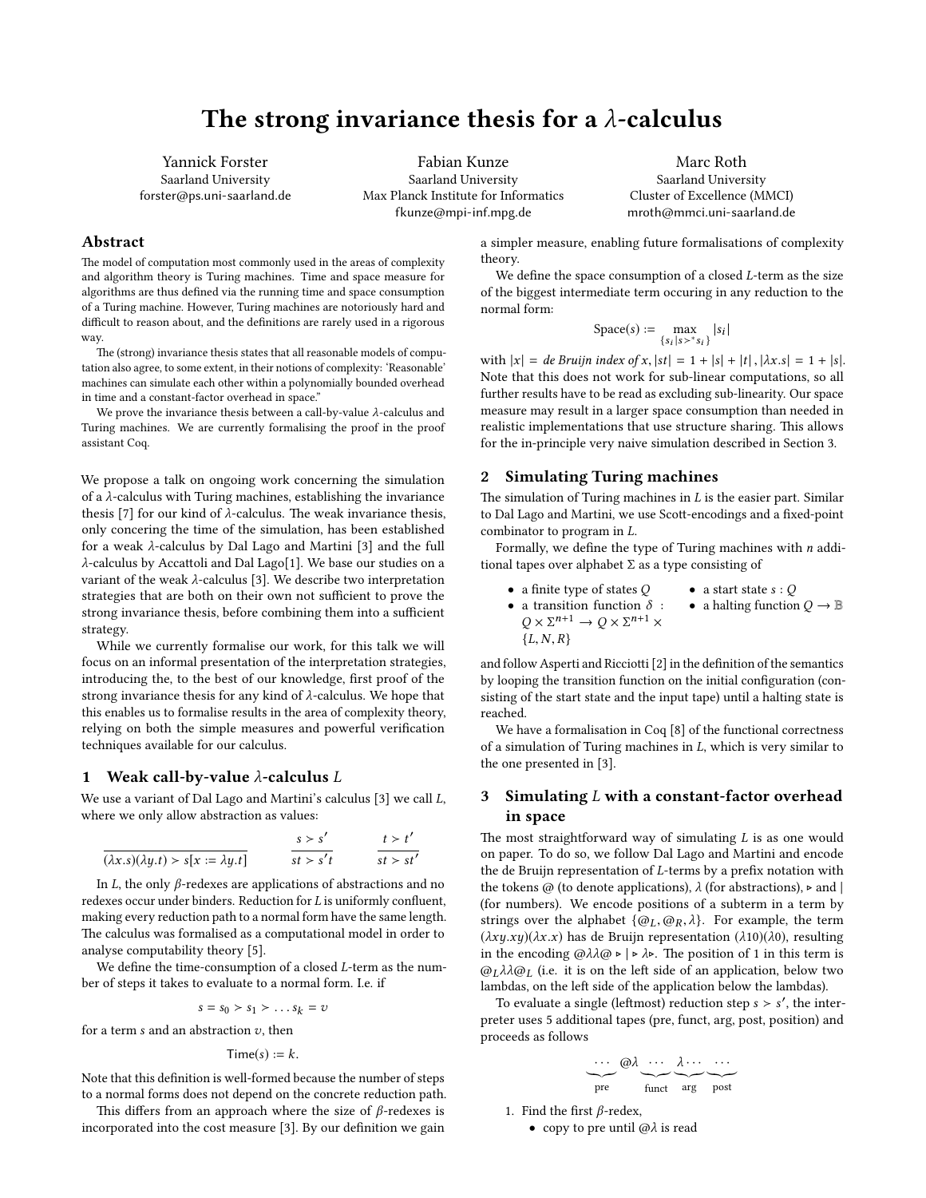# The strong invariance thesis for a $\lambda$-calculus

Yannick Forster
Saarland University
forster@ps.uni-saarland.de

Fabian Kunze
Saarland University
Max Planck Institute for Informatics
fkunze@mpi-inf.mpg.de

Marc Roth
Saarland University
Cluster of Excellence (MMCI)
mroth@mmci.uni-saarland.de

## Abstract

The model of computation most commonly used in the areas of complexity and algorithm theory is Turing machines. Time and space measure for algorithms are thus defined via the running time and space consumption of a Turing machine. However, Turing machines are notoriously hard and difficult to reason about, and the definitions are rarely used in a rigorous way.

The (strong) invariance thesis states that all reasonable models of computation also agree, to some extent, in their notions of complexity: 'Reasonable' machines can simulate each other within a polynomially bounded overhead in time and a constant-factor overhead in space."

We prove the invariance thesis between a call-by-value $\lambda$-calculus and Turing machines. We are currently formalising the proof in the proof assistant Coq.

We propose a talk on ongoing work concerning the simulation of a $\lambda$-calculus with Turing machines, establishing the invariance thesis [7] for our kind of $\lambda$-calculus. The weak invariance thesis, only concering the time of the simulation, has been established for a weak $\lambda$-calculus by Dal Lago and Martini [3] and the full $\lambda$-calculus by Accattoli and Dal Lago[1]. We base our studies on a variant of the weak $\lambda$-calculus [3]. We describe two interpretation strategies that are both on their own not sufficient to prove the strong invariance thesis, before combining them into a sufficient strategy.

While we currently formalise our work, for this talk we will focus on an informal presentation of the interpretation strategies, introducing the, to the best of our knowledge, first proof of the strong invariance thesis for any kind of $\lambda$-calculus. We hope that this enables us to formalise results in the area of complexity theory, relying on both the simple measures and powerful verification techniques available for our calculus.

## 1 Weak call-by-value $\lambda$-calculus $L$

We use a variant of Dal Lago and Martini's calculus [3] we call $L$, where we only allow abstraction as values:

$$\frac{}{(\lambda x.s)(\lambda y.t) \succ s[x := \lambda y.t]} \qquad \frac{s \succ s'}{st \succ s't} \qquad \frac{t \succ t'}{st \succ st'}$$

In $L$, the only $\beta$-redexes are applications of abstractions and no redexes occur under binders. Reduction for $L$ is uniformly confluent, making every reduction path to a normal form have the same length. The calculus was formalised as a computational model in order to analyse computability theory [5].

We define the time-consumption of a closed $L$-term as the number of steps it takes to evaluate to a normal form. I.e. if

$$s = s_0 \succ s_1 \succ \ldots s_k = v$$

for a term $s$ and an abstraction $v$, then

$$\mathsf{Time}(s) := k.$$

Note that this definition is well-formed because the number of steps to a normal forms does not depend on the concrete reduction path.

This differs from an approach where the size of $\beta$-redexes is incorporated into the cost measure [3]. By our definition we gain a simpler measure, enabling future formalisations of complexity theory.

We define the space consumption of a closed $L$-term as the size of the biggest intermediate term occuring in any reduction to the normal form:

$$\mathsf{Space}(s) := \max_{\{s_i | s \succ^* s_i\}} |s_i|$$

with $|x| =$ *de Bruijn index of* $x$, $|st| = 1 + |s| + |t|$, $|\lambda x.s| = 1 + |s|$. Note that this does not work for sub-linear computations, so all further results have to be read as excluding sub-linearity. Our space measure may result in a larger space consumption than needed in realistic implementations that use structure sharing. This allows for the in-principle very naive simulation described in Section 3.

## 2 Simulating Turing machines

The simulation of Turing machines in $L$ is the easier part. Similar to Dal Lago and Martini, we use Scott-encodings and a fixed-point combinator to program in $L$.

Formally, we define the type of Turing machines with $n$ additional tapes over alphabet $\Sigma$ as a type consisting of

- a finite type of states $Q$
- a transition function $\delta : Q \times \Sigma^{n+1} \to Q \times \Sigma^{n+1} \times \{L, N, R\}$
- a start state $s : Q$
- a halting function $Q \to \mathbb{B}$

and follow Asperti and Ricciotti [2] in the definition of the semantics by looping the transition function on the initial configuration (consisting of the start state and the input tape) until a halting state is reached.

We have a formalisation in Coq [8] of the functional correctness of a simulation of Turing machines in $L$, which is very similar to the one presented in [3].

## 3 Simulating $L$ with a constant-factor overhead in space

The most straightforward way of simulating $L$ is as one would on paper. To do so, we follow Dal Lago and Martini and encode the de Bruijn representation of $L$-terms by a prefix notation with the tokens @ (to denote applications), $\lambda$ (for abstractions), ▹ and | (for numbers). We encode positions of a subterm in a term by strings over the alphabet $\{@_L, @_R, \lambda\}$. For example, the term $(\lambda xy.xy)(\lambda x.x)$ has de Bruijn representation $(\lambda 10)(\lambda 0)$, resulting in the encoding @$\lambda\lambda$@ ▹ | ▹ $\lambda$▹. The position of 1 in this term is $@_L\lambda\lambda@_L$ (i.e. it is on the left side of an application, below two lambdas, on the left side of the application below the lambdas).

To evaluate a single (leftmost) reduction $s \succ s'$, the interpreter uses 5 additional tapes (pre, funct, arg, post, position) and proceeds as follows

$$\underbrace{\cdots}_{\text{pre}} @\lambda \underbrace{\cdots}_{\text{funct}} \underbrace{\lambda \cdots}_{\text{arg}} \underbrace{\cdots}_{\text{post}}$$

1. Find the first $\beta$-redex,
   - copy to pre until @$\lambda$ is read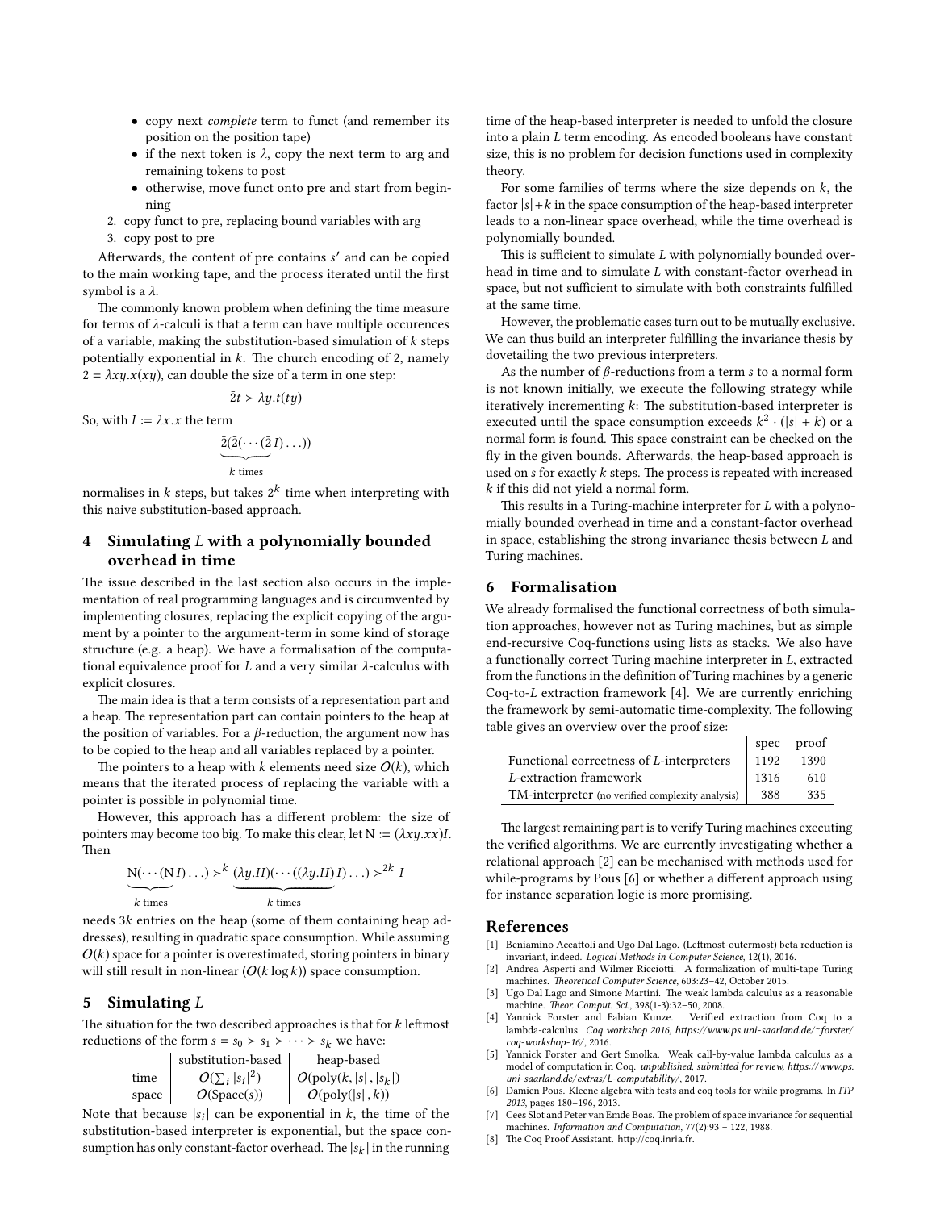- copy next *complete* term to funct (and remember its position on the position tape)
- if the next token is $\lambda$, copy the next term to arg and remaining tokens to post
- otherwise, move funct onto pre and start from beginning

2. copy funct to pre, replacing bound variables with arg
3. copy post to pre

Afterwards, the content of pre contains $s'$ and can be copied to the main working tape, and the process iterated until the first symbol is a $\lambda$.

The commonly known problem when defining the time measure for terms of $\lambda$-calculi is that a term can have multiple occurences of a variable, making the substitution-based simulation of $k$ steps potentially exponential in $k$. The church encoding of 2, namely $\bar{2} = \lambda xy.x(xy)$, can double the size of a term in one step:

$$\bar{2}t \succ \lambda y.t(ty)$$

So, with $I := \lambda x.x$ the term

$$\underbrace{\bar{2}(\bar{2}(\cdots(\bar{2}}_{k \text{ times}}\,I)\ldots))$$

normalises in $k$ steps, but takes $2^k$ time when interpreting with this naive substitution-based approach.

## 4 Simulating $L$ with a polynomially bounded overhead in time

The issue described in the last section also occurs in the implementation of real programming languages and is circumvented by implementing closures, replacing the explicit copying of the argument by a pointer to the argument-term in some kind of storage structure (e.g. a heap). We have a formalisation of the computational equivalence proof for $L$ and a very similar $\lambda$-calculus with explicit closures.

The main idea is that a term consists of a representation part and a heap. The representation part can contain pointers to the heap at the position of variables. For a $\beta$-reduction, the argument now has to be copied to the heap and all variables replaced by a pointer.

The pointers to a heap with $k$ elements need size $O(k)$, which means that the iterated process of replacing the variable with a pointer is possible in polynomial time.

However, this approach has a different problem: the size of pointers may become too big. To make this clear, let $\mathrm{N} := (\lambda xy.xx)I$. Then

$$\underbrace{\mathrm{N}(\cdots(\mathrm{N}}_{k \text{ times}}\,I)\ldots) \succ^k \underbrace{(\lambda y.II)(\cdots((\lambda y.II)}_{k \text{ times}}\,I)\ldots) \succ^{2k} I$$

needs $3k$ entries on the heap (some of them containing heap addresses), resulting in quadratic space consumption. While assuming $O(k)$ space for a pointer is overestimated, storing pointers in binary will still result in non-linear ($O(k \log k)$) space consumption.

## 5 Simulating $L$

The situation for the two described approaches is that for $k$ leftmost reductions of the form $s = s_0 \succ s_1 \succ \cdots \succ s_k$ we have:

| | substitution-based | heap-based |
|---|---|---|
| time | $O(\sum_i \lvert s_i\rvert^2)$ | $O(\mathrm{poly}(k, \lvert s\rvert, \lvert s_k\rvert))$ |
| space | $O(\mathrm{Space}(s))$ | $O(\mathrm{poly}(\lvert s\rvert, k))$ |

Note that because $|s_i|$ can be exponential in $k$, the time of the substitution-based interpreter is exponential, but the space consumption has only constant-factor overhead. The $|s_k|$ in the running time of the heap-based interpreter is needed to unfold the closure into a plain $L$ term encoding. As encoded booleans have constant size, this is no problem for decision functions used in complexity theory.

For some families of terms where the size depends on $k$, the factor $|s|+k$ in the space consumption of the heap-based interpreter leads to a non-linear space overhead, while the time overhead is polynomially bounded.

This is sufficient to simulate $L$ with polynomially bounded overhead in time and to simulate $L$ with constant-factor overhead in space, but not sufficient to simulate with both constraints fulfilled at the same time.

However, the problematic cases turn out to be mutually exclusive. We can thus build an interpreter fulfilling the invariance thesis by dovetailing the two previous interpreters.

As the number of $\beta$-reductions from a term $s$ to a normal form is not known initially, we execute the following strategy while iteratively incrementing $k$: The substitution-based interpreter is executed until the space consumption exceeds $k^2 \cdot (|s| + k)$ or a normal form is found. This space constraint can be checked on the fly in the given bounds. Afterwards, the heap-based approach is used on $s$ for exactly $k$ steps. The process is repeated with increased $k$ if this did not yield a normal form.

This results in a Turing-machine interpreter for $L$ with a polynomially bounded overhead in time and a constant-factor overhead in space, establishing the strong invariance thesis between $L$ and Turing machines.

## 6 Formalisation

We already formalised the functional correctness of both simulation approaches, however not as Turing machines, but as simple end-recursive Coq-functions using lists as stacks. We also have a functionally correct Turing machine interpreter in $L$, extracted from the functions in the definition of Turing machines by a generic Coq-to-$L$ extraction framework [4]. We are currently enriching the framework by semi-automatic time-complexity. The following table gives an overview over the proof size:

| | spec | proof |
|---|---|---|
| Functional correctness of $L$-interpreters | 1192 | 1390 |
| $L$-extraction framework | 1316 | 610 |
| TM-interpreter (no verified complexity analysis) | 388 | 335 |

The largest remaining part is to verify Turing machines executing the verified algorithms. We are currently investigating whether a relational approach [2] can be mechanised with methods used for while-programs by Pous [6] or whether a different approach using for instance separation logic is more promising.

## References

[1] Beniamino Accattoli and Ugo Dal Lago. (Leftmost-outermost) beta reduction is invariant, indeed. *Logical Methods in Computer Science*, 12(1), 2016.

[2] Andrea Asperti and Wilmer Ricciotti. A formalization of multi-tape Turing machines. *Theoretical Computer Science*, 603:23–42, October 2015.

[3] Ugo Dal Lago and Simone Martini. The weak lambda calculus as a reasonable machine. *Theor. Comput. Sci.*, 398(1-3):32–50, 2008.

[4] Yannick Forster and Fabian Kunze. Verified extraction from Coq to a lambda-calculus. *Coq workshop 2016, https://www.ps.uni-saarland.de/~forster/coq-workshop-16/*, 2016.

[5] Yannick Forster and Gert Smolka. Weak call-by-value lambda calculus as a model of computation in Coq. *unpublished, submitted for review, https://www.ps.uni-saarland.de/extras/L-computability/*, 2017.

[6] Damien Pous. Kleene algebra with tests and coq tools for while programs. In *ITP 2013*, pages 180–196, 2013.

[7] Cees Slot and Peter van Emde Boas. The problem of space invariance for sequential machines. *Information and Computation*, 77(2):93 – 122, 1988.

[8] The Coq Proof Assistant. http://coq.inria.fr.